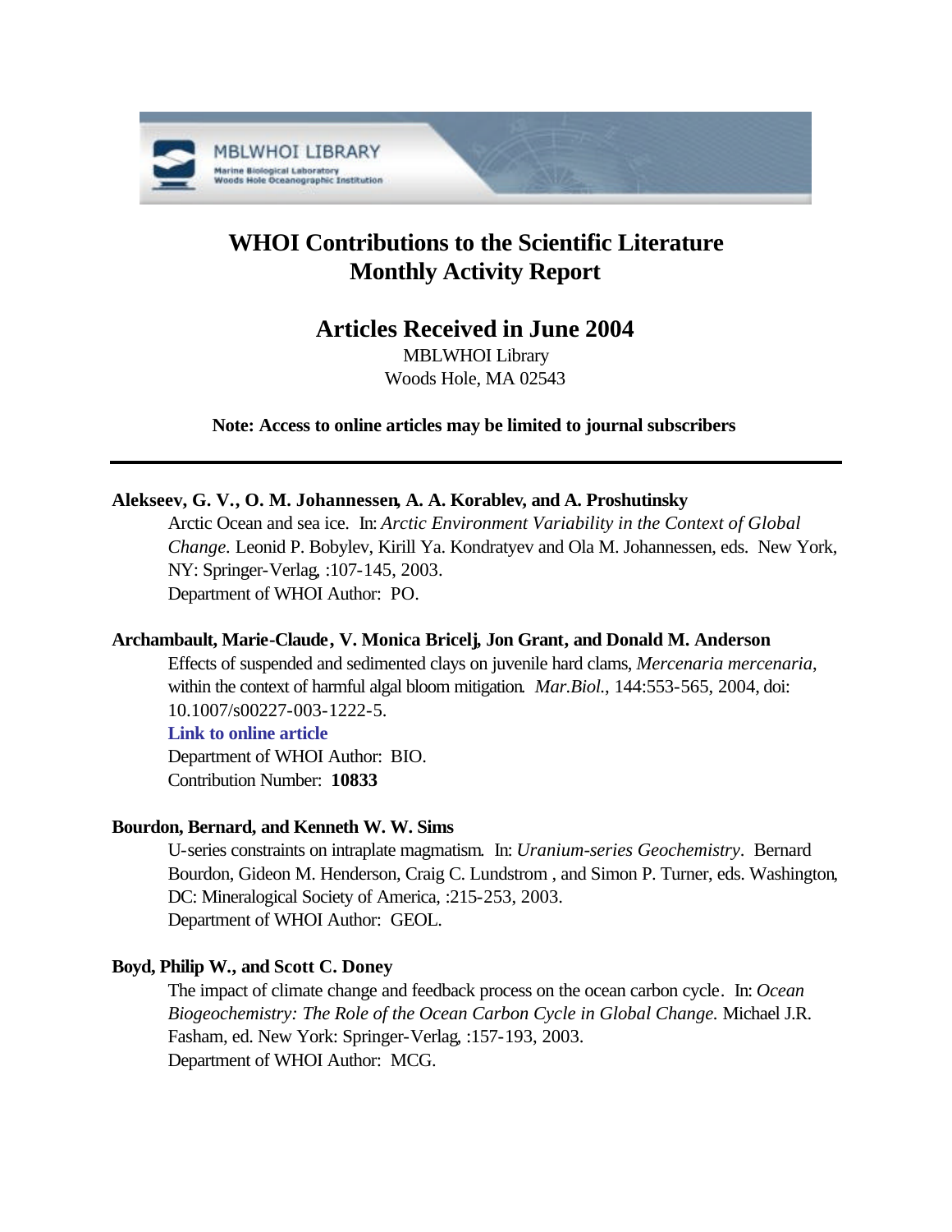# WHOI Contributions to the Scientific Literature
# Monthly Activity Report

## Articles Received in June 2004

MBLWHOI Library
Woods Hole, MA 02543

**Note: Access to online articles may be limited to journal subscribers**

---

**Alekseev, G. V., O. M. Johannessen, A. A. Korablev, and A. Proshutinsky**

Arctic Ocean and sea ice. In: *Arctic Environment Variability in the Context of Global Change.* Leonid P. Bobylev, Kirill Ya. Kondratyev and Ola M. Johannessen, eds. New York, NY: Springer-Verlag, :107-145, 2003.
Department of WHOI Author: PO.

**Archambault, Marie-Claude, V. Monica Bricelj, Jon Grant, and Donald M. Anderson**

Effects of suspended and sedimented clays on juvenile hard clams, *Mercenaria mercenaria*, within the context of harmful algal bloom mitigation. *Mar.Biol.*, 144:553-565, 2004, doi: 10.1007/s00227-003-1222-5.
**Link to online article**
Department of WHOI Author: BIO.
Contribution Number: **10833**

**Bourdon, Bernard, and Kenneth W. W. Sims**

U-series constraints on intraplate magmatism. In: *Uranium-series Geochemistry*. Bernard Bourdon, Gideon M. Henderson, Craig C. Lundstrom , and Simon P. Turner, eds. Washington, DC: Mineralogical Society of America, :215-253, 2003.
Department of WHOI Author: GEOL.

**Boyd, Philip W., and Scott C. Doney**

The impact of climate change and feedback process on the ocean carbon cycle. In: *Ocean Biogeochemistry: The Role of the Ocean Carbon Cycle in Global Change.* Michael J.R. Fasham, ed. New York: Springer-Verlag, :157-193, 2003.
Department of WHOI Author: MCG.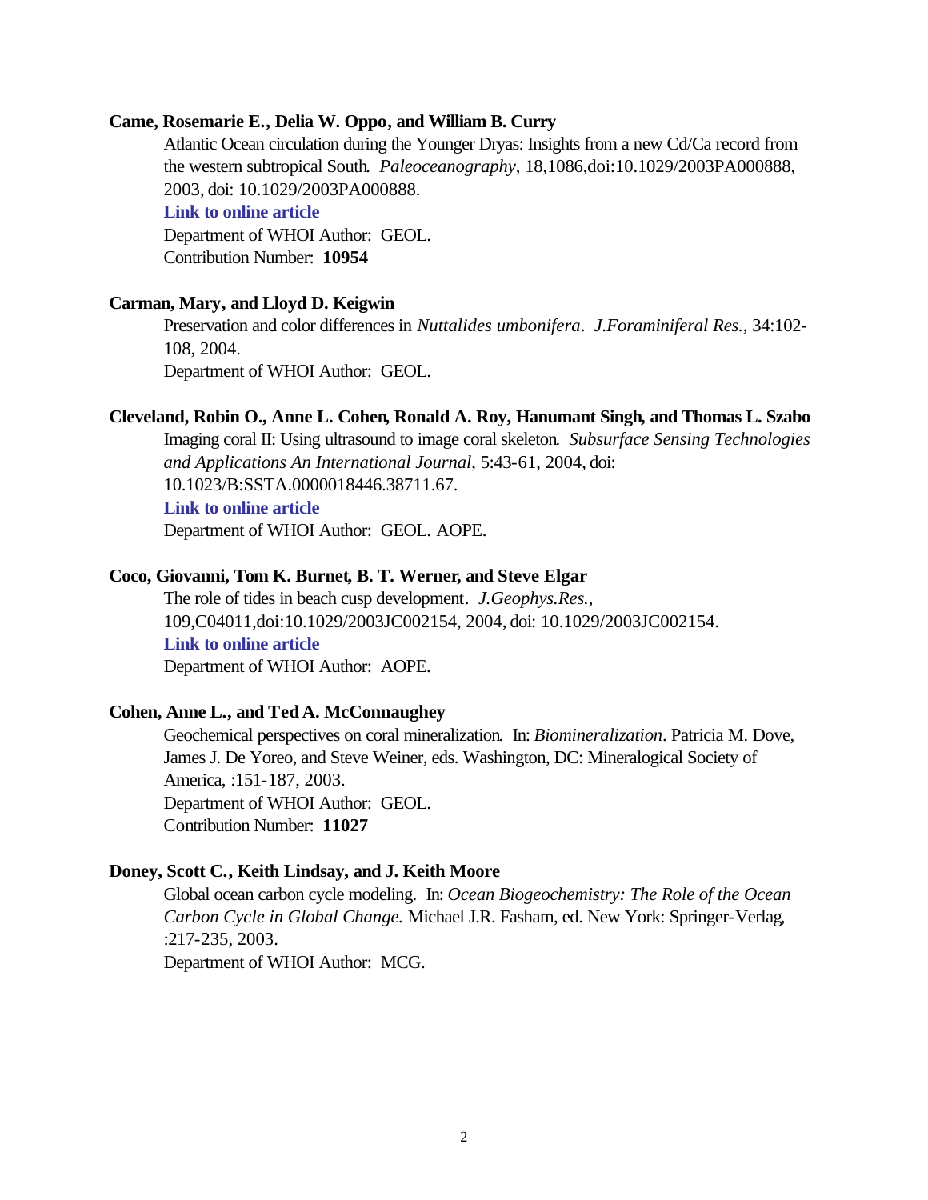**Came, Rosemarie E., Delia W. Oppo, and William B. Curry**

Atlantic Ocean circulation during the Younger Dryas: Insights from a new Cd/Ca record from the western subtropical South. *Paleoceanography*, 18,1086,doi:10.1029/2003PA000888, 2003, doi: 10.1029/2003PA000888.

**Link to online article**

Department of WHOI Author: GEOL.

Contribution Number: **10954**

**Carman, Mary, and Lloyd D. Keigwin**

Preservation and color differences in *Nuttalides umbonifera*. *J.Foraminiferal Res.*, 34:102-108, 2004.

Department of WHOI Author: GEOL.

**Cleveland, Robin O., Anne L. Cohen, Ronald A. Roy, Hanumant Singh, and Thomas L. Szabo**

Imaging coral II: Using ultrasound to image coral skeleton. *Subsurface Sensing Technologies and Applications An International Journal*, 5:43-61, 2004, doi: 10.1023/B:SSTA.0000018446.38711.67.

**Link to online article**

Department of WHOI Author: GEOL. AOPE.

**Coco, Giovanni, Tom K. Burnet, B. T. Werner, and Steve Elgar**

The role of tides in beach cusp development. *J.Geophys.Res.*, 109,C04011,doi:10.1029/2003JC002154, 2004, doi: 10.1029/2003JC002154.

**Link to online article**

Department of WHOI Author: AOPE.

**Cohen, Anne L., and Ted A. McConnaughey**

Geochemical perspectives on coral mineralization. In: *Biomineralization*. Patricia M. Dove, James J. De Yoreo, and Steve Weiner, eds. Washington, DC: Mineralogical Society of America, :151-187, 2003.

Department of WHOI Author: GEOL.

Contribution Number: **11027**

**Doney, Scott C., Keith Lindsay, and J. Keith Moore**

Global ocean carbon cycle modeling. In: *Ocean Biogeochemistry: The Role of the Ocean Carbon Cycle in Global Change.* Michael J.R. Fasham, ed. New York: Springer-Verlag, :217-235, 2003.

Department of WHOI Author: MCG.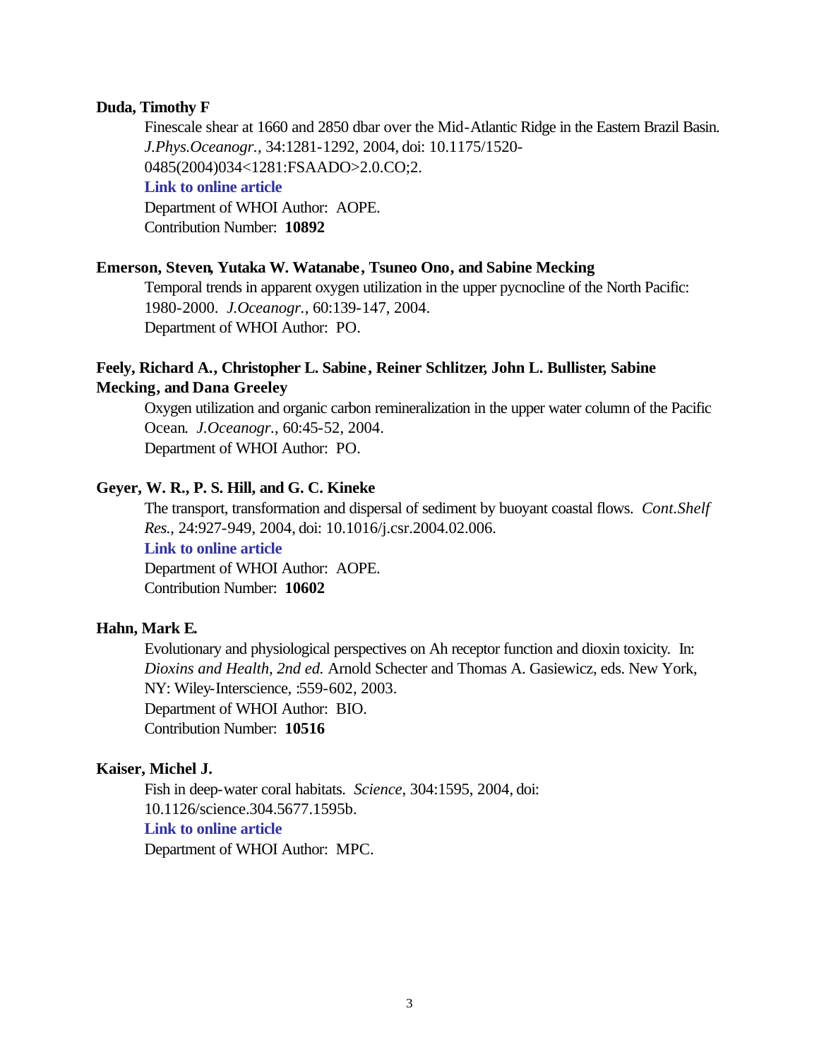**Duda, Timothy F**

Finescale shear at 1660 and 2850 dbar over the Mid-Atlantic Ridge in the Eastern Brazil Basin. *J.Phys.Oceanogr.*, 34:1281-1292, 2004, doi: 10.1175/1520-0485(2004)034<1281:FSAADO>2.0.CO;2.
**Link to online article**
Department of WHOI Author: AOPE.
Contribution Number: **10892**

**Emerson, Steven, Yutaka W. Watanabe, Tsuneo Ono, and Sabine Mecking**

Temporal trends in apparent oxygen utilization in the upper pycnocline of the North Pacific: 1980-2000. *J.Oceanogr.*, 60:139-147, 2004.
Department of WHOI Author: PO.

**Feely, Richard A., Christopher L. Sabine, Reiner Schlitzer, John L. Bullister, Sabine Mecking, and Dana Greeley**

Oxygen utilization and organic carbon remineralization in the upper water column of the Pacific Ocean. *J.Oceanogr.*, 60:45-52, 2004.
Department of WHOI Author: PO.

**Geyer, W. R., P. S. Hill, and G. C. Kineke**

The transport, transformation and dispersal of sediment by buoyant coastal flows. *Cont.Shelf Res.*, 24:927-949, 2004, doi: 10.1016/j.csr.2004.02.006.
**Link to online article**
Department of WHOI Author: AOPE.
Contribution Number: **10602**

**Hahn, Mark E.**

Evolutionary and physiological perspectives on Ah receptor function and dioxin toxicity. In: *Dioxins and Health, 2nd ed.* Arnold Schecter and Thomas A. Gasiewicz, eds. New York, NY: Wiley-Interscience, :559-602, 2003.
Department of WHOI Author: BIO.
Contribution Number: **10516**

**Kaiser, Michel J.**

Fish in deep-water coral habitats. *Science*, 304:1595, 2004, doi: 10.1126/science.304.5677.1595b.
**Link to online article**
Department of WHOI Author: MPC.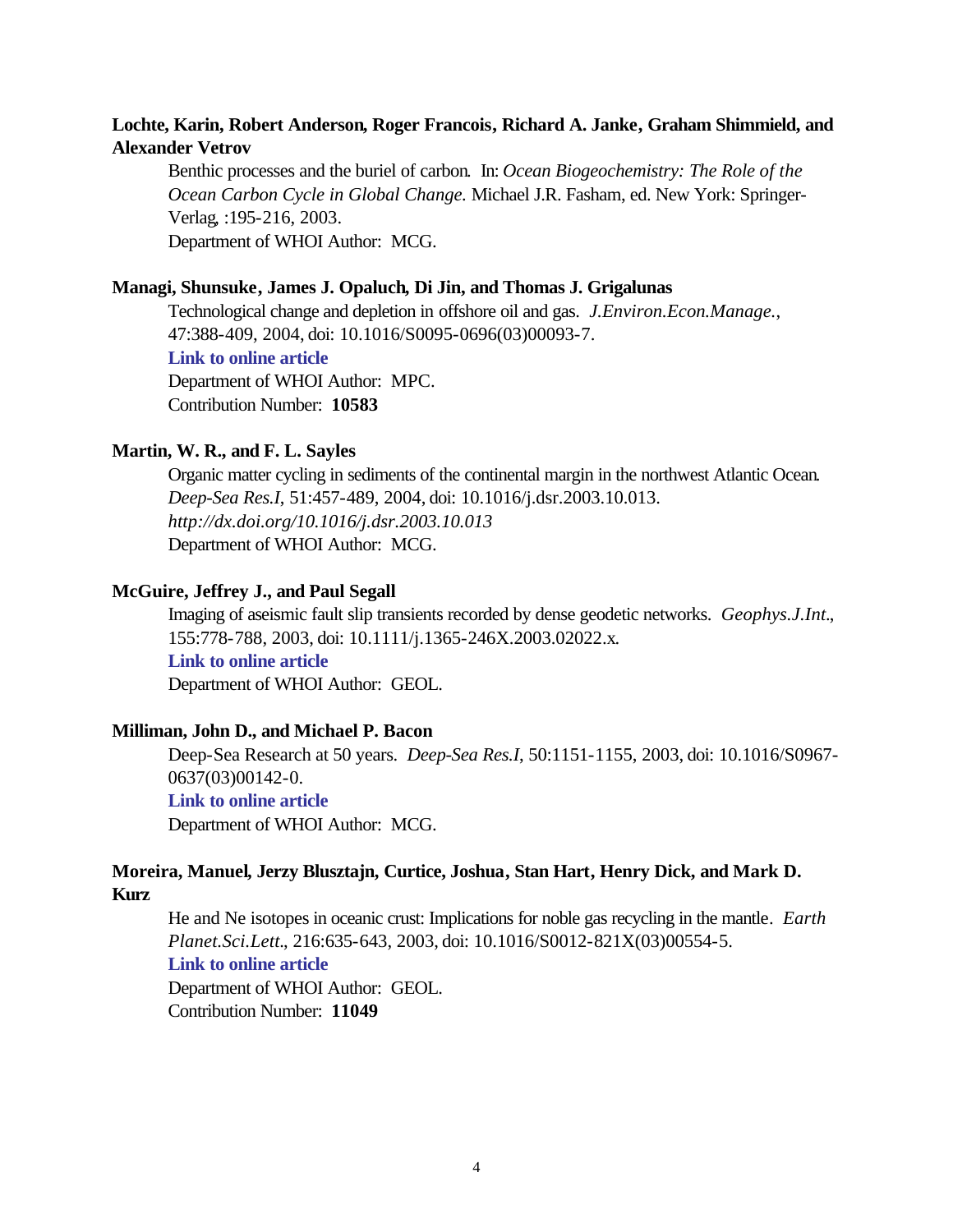**Lochte, Karin, Robert Anderson, Roger Francois, Richard A. Janke, Graham Shimmield, and Alexander Vetrov**

Benthic processes and the buriel of carbon. In: *Ocean Biogeochemistry: The Role of the Ocean Carbon Cycle in Global Change.* Michael J.R. Fasham, ed. New York: Springer-Verlag, :195-216, 2003.
Department of WHOI Author: MCG.

**Managi, Shunsuke, James J. Opaluch, Di Jin, and Thomas J. Grigalunas**

Technological change and depletion in offshore oil and gas. *J.Environ.Econ.Manage.*, 47:388-409, 2004, doi: 10.1016/S0095-0696(03)00093-7.
**Link to online article**
Department of WHOI Author: MPC.
Contribution Number: **10583**

**Martin, W. R., and F. L. Sayles**

Organic matter cycling in sediments of the continental margin in the northwest Atlantic Ocean. *Deep-Sea Res.I*, 51:457-489, 2004, doi: 10.1016/j.dsr.2003.10.013.
*http://dx.doi.org/10.1016/j.dsr.2003.10.013*
Department of WHOI Author: MCG.

**McGuire, Jeffrey J., and Paul Segall**

Imaging of aseismic fault slip transients recorded by dense geodetic networks. *Geophys.J.Int.*, 155:778-788, 2003, doi: 10.1111/j.1365-246X.2003.02022.x.
**Link to online article**
Department of WHOI Author: GEOL.

**Milliman, John D., and Michael P. Bacon**

Deep-Sea Research at 50 years. *Deep-Sea Res.I*, 50:1151-1155, 2003, doi: 10.1016/S0967-0637(03)00142-0.
**Link to online article**
Department of WHOI Author: MCG.

**Moreira, Manuel, Jerzy Blusztajn, Curtice, Joshua, Stan Hart, Henry Dick, and Mark D. Kurz**

He and Ne isotopes in oceanic crust: Implications for noble gas recycling in the mantle. *Earth Planet.Sci.Lett.*, 216:635-643, 2003, doi: 10.1016/S0012-821X(03)00554-5.
**Link to online article**
Department of WHOI Author: GEOL.
Contribution Number: **11049**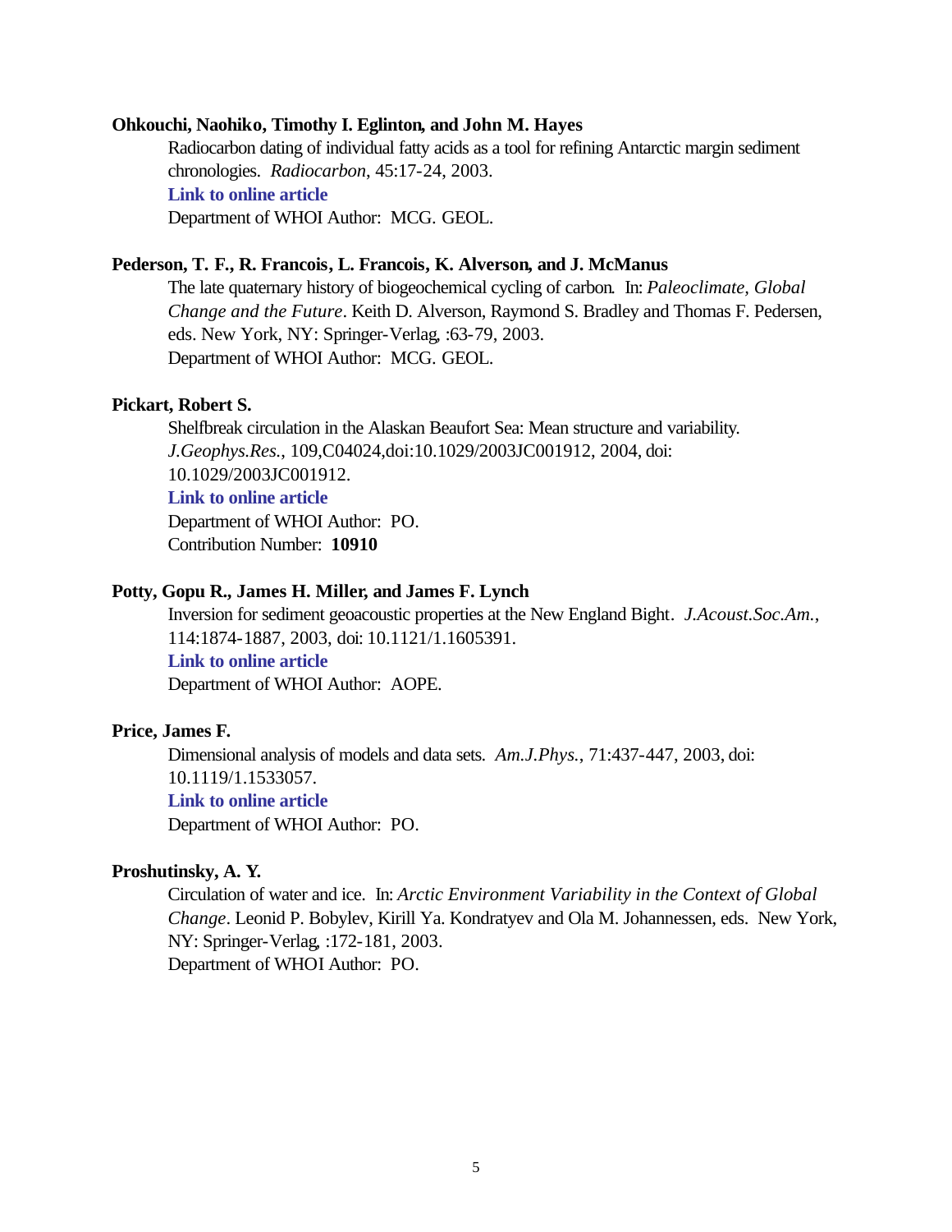**Ohkouchi, Naohiko, Timothy I. Eglinton, and John M. Hayes**

Radiocarbon dating of individual fatty acids as a tool for refining Antarctic margin sediment chronologies. *Radiocarbon*, 45:17-24, 2003.

**Link to online article**

Department of WHOI Author: MCG. GEOL.

**Pederson, T. F., R. Francois, L. Francois, K. Alverson, and J. McManus**

The late quaternary history of biogeochemical cycling of carbon. In: *Paleoclimate, Global Change and the Future*. Keith D. Alverson, Raymond S. Bradley and Thomas F. Pedersen, eds. New York, NY: Springer-Verlag, :63-79, 2003.

Department of WHOI Author: MCG. GEOL.

**Pickart, Robert S.**

Shelfbreak circulation in the Alaskan Beaufort Sea: Mean structure and variability. *J.Geophys.Res.*, 109,C04024,doi:10.1029/2003JC001912, 2004, doi: 10.1029/2003JC001912.

**Link to online article**

Department of WHOI Author: PO.

Contribution Number: **10910**

**Potty, Gopu R., James H. Miller, and James F. Lynch**

Inversion for sediment geoacoustic properties at the New England Bight. *J.Acoust.Soc.Am.*, 114:1874-1887, 2003, doi: 10.1121/1.1605391.

**Link to online article**

Department of WHOI Author: AOPE.

**Price, James F.**

Dimensional analysis of models and data sets. *Am.J.Phys.*, 71:437-447, 2003, doi: 10.1119/1.1533057.

**Link to online article**

Department of WHOI Author: PO.

**Proshutinsky, A. Y.**

Circulation of water and ice. In: *Arctic Environment Variability in the Context of Global Change*. Leonid P. Bobylev, Kirill Ya. Kondratyev and Ola M. Johannessen, eds. New York, NY: Springer-Verlag, :172-181, 2003.

Department of WHOI Author: PO.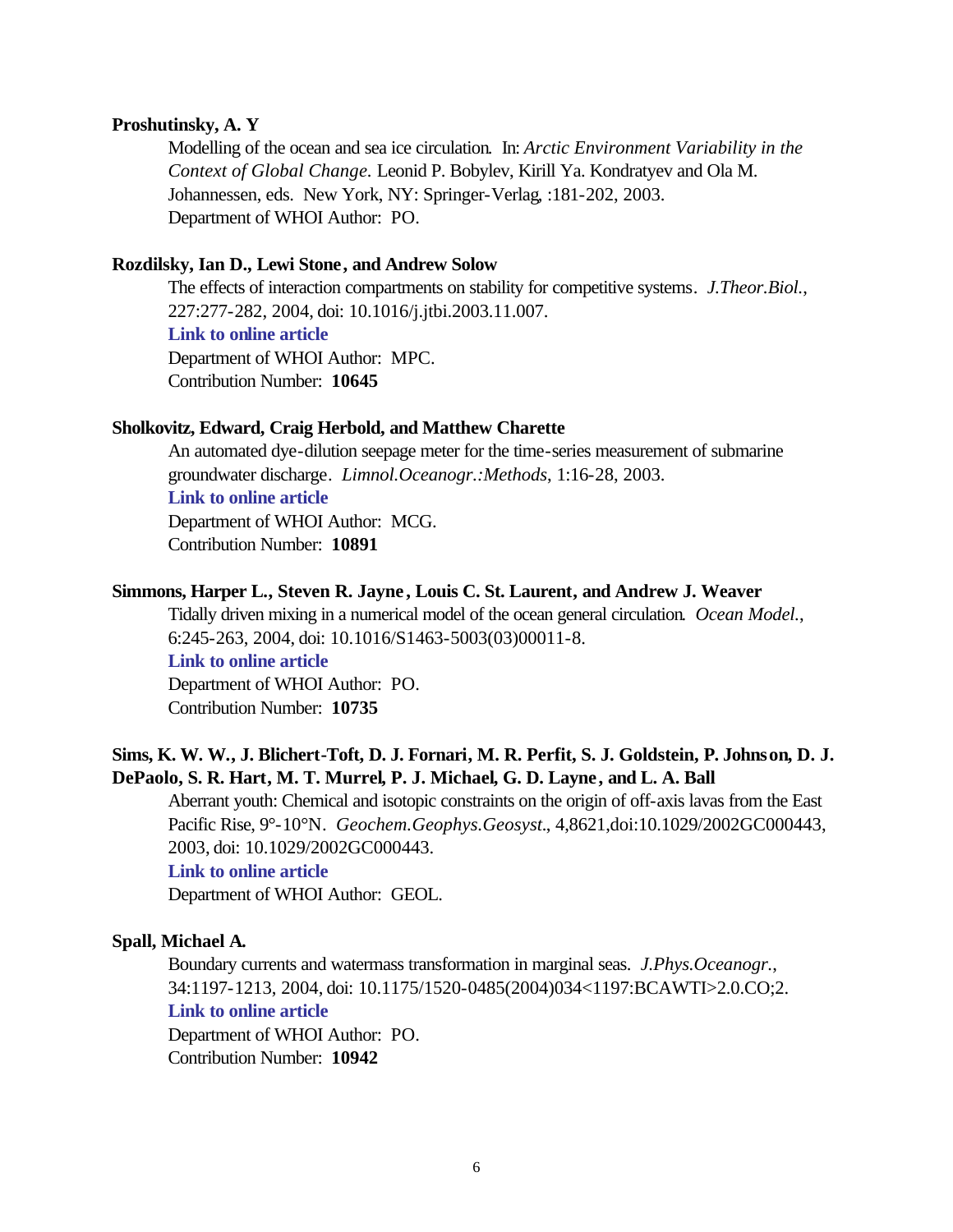**Proshutinsky, A. Y**

Modelling of the ocean and sea ice circulation. In: *Arctic Environment Variability in the Context of Global Change.* Leonid P. Bobylev, Kirill Ya. Kondratyev and Ola M. Johannessen, eds. New York, NY: Springer-Verlag, :181-202, 2003.
Department of WHOI Author: PO.

**Rozdilsky, Ian D., Lewi Stone, and Andrew Solow**

The effects of interaction compartments on stability for competitive systems. *J.Theor.Biol.*, 227:277-282, 2004, doi: 10.1016/j.jtbi.2003.11.007.
**Link to online article**
Department of WHOI Author: MPC.
Contribution Number: **10645**

**Sholkovitz, Edward, Craig Herbold, and Matthew Charette**

An automated dye-dilution seepage meter for the time-series measurement of submarine groundwater discharge. *Limnol.Oceanogr.:Methods*, 1:16-28, 2003.
**Link to online article**
Department of WHOI Author: MCG.
Contribution Number: **10891**

**Simmons, Harper L., Steven R. Jayne, Louis C. St. Laurent, and Andrew J. Weaver**

Tidally driven mixing in a numerical model of the ocean general circulation. *Ocean Model.*, 6:245-263, 2004, doi: 10.1016/S1463-5003(03)00011-8.
**Link to online article**
Department of WHOI Author: PO.
Contribution Number: **10735**

**Sims, K. W. W., J. Blichert-Toft, D. J. Fornari, M. R. Perfit, S. J. Goldstein, P. Johnson, D. J. DePaolo, S. R. Hart, M. T. Murrel, P. J. Michael, G. D. Layne, and L. A. Ball**

Aberrant youth: Chemical and isotopic constraints on the origin of off-axis lavas from the East Pacific Rise, 9°-10°N. *Geochem.Geophys.Geosyst.*, 4,8621,doi:10.1029/2002GC000443, 2003, doi: 10.1029/2002GC000443.
**Link to online article**
Department of WHOI Author: GEOL.

**Spall, Michael A.**

Boundary currents and watermass transformation in marginal seas. *J.Phys.Oceanogr.*, 34:1197-1213, 2004, doi: 10.1175/1520-0485(2004)034<1197:BCAWTI>2.0.CO;2.
**Link to online article**
Department of WHOI Author: PO.
Contribution Number: **10942**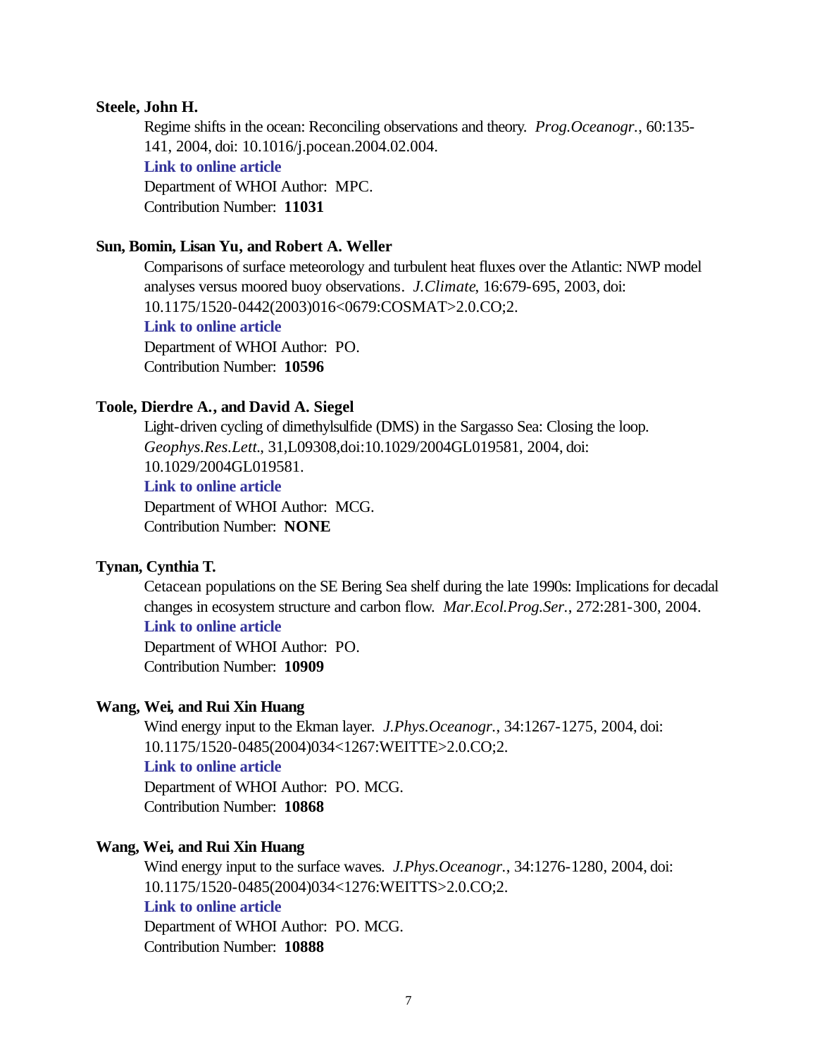**Steele, John H.**

Regime shifts in the ocean: Reconciling observations and theory. *Prog.Oceanogr.*, 60:135-141, 2004, doi: 10.1016/j.pocean.2004.02.004.

**Link to online article**

Department of WHOI Author: MPC.

Contribution Number: **11031**

**Sun, Bomin, Lisan Yu, and Robert A. Weller**

Comparisons of surface meteorology and turbulent heat fluxes over the Atlantic: NWP model analyses versus moored buoy observations. *J.Climate*, 16:679-695, 2003, doi: 10.1175/1520-0442(2003)016<0679:COSMAT>2.0.CO;2.

**Link to online article**

Department of WHOI Author: PO.

Contribution Number: **10596**

**Toole, Dierdre A., and David A. Siegel**

Light-driven cycling of dimethylsulfide (DMS) in the Sargasso Sea: Closing the loop. *Geophys.Res.Lett.*, 31,L09308,doi:10.1029/2004GL019581, 2004, doi: 10.1029/2004GL019581.

**Link to online article**

Department of WHOI Author: MCG.

Contribution Number: **NONE**

**Tynan, Cynthia T.**

Cetacean populations on the SE Bering Sea shelf during the late 1990s: Implications for decadal changes in ecosystem structure and carbon flow. *Mar.Ecol.Prog.Ser.*, 272:281-300, 2004.

**Link to online article**

Department of WHOI Author: PO.

Contribution Number: **10909**

**Wang, Wei, and Rui Xin Huang**

Wind energy input to the Ekman layer. *J.Phys.Oceanogr.*, 34:1267-1275, 2004, doi: 10.1175/1520-0485(2004)034<1267:WEITTE>2.0.CO;2.

**Link to online article**

Department of WHOI Author: PO. MCG.

Contribution Number: **10868**

**Wang, Wei, and Rui Xin Huang**

Wind energy input to the surface waves. *J.Phys.Oceanogr.*, 34:1276-1280, 2004, doi: 10.1175/1520-0485(2004)034<1276:WEITTS>2.0.CO;2.

**Link to online article**

Department of WHOI Author: PO. MCG.

Contribution Number: **10888**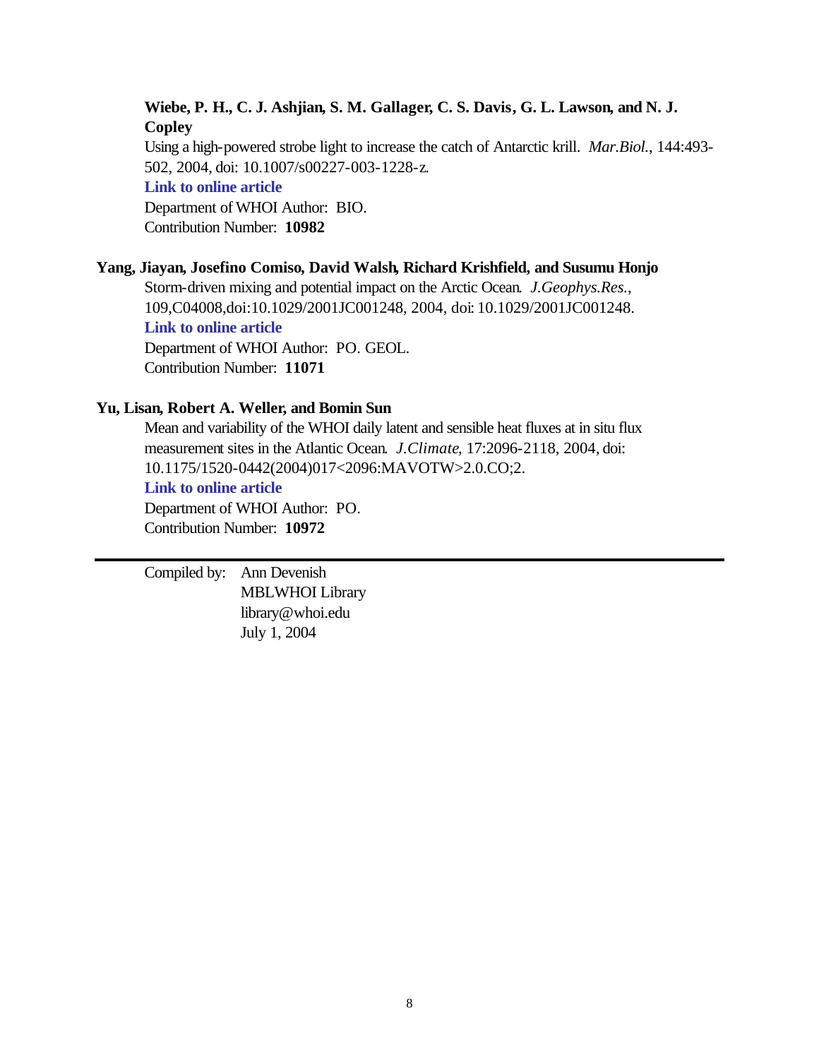**Wiebe, P. H., C. J. Ashjian, S. M. Gallager, C. S. Davis, G. L. Lawson, and N. J. Copley**

Using a high-powered strobe light to increase the catch of Antarctic krill. *Mar.Biol.*, 144:493-502, 2004, doi: 10.1007/s00227-003-1228-z.

**Link to online article**

Department of WHOI Author: BIO.

Contribution Number: **10982**

**Yang, Jiayan, Josefino Comiso, David Walsh, Richard Krishfield, and Susumu Honjo**

Storm-driven mixing and potential impact on the Arctic Ocean. *J.Geophys.Res.*, 109,C04008,doi:10.1029/2001JC001248, 2004, doi: 10.1029/2001JC001248.

**Link to online article**

Department of WHOI Author: PO. GEOL.

Contribution Number: **11071**

**Yu, Lisan, Robert A. Weller, and Bomin Sun**

Mean and variability of the WHOI daily latent and sensible heat fluxes at in situ flux measurement sites in the Atlantic Ocean. *J.Climate*, 17:2096-2118, 2004, doi: 10.1175/1520-0442(2004)017<2096:MAVOTW>2.0.CO;2.

**Link to online article**

Department of WHOI Author: PO.

Contribution Number: **10972**

---

Compiled by: Ann Devenish
MBLWHOI Library
library@whoi.edu
July 1, 2004